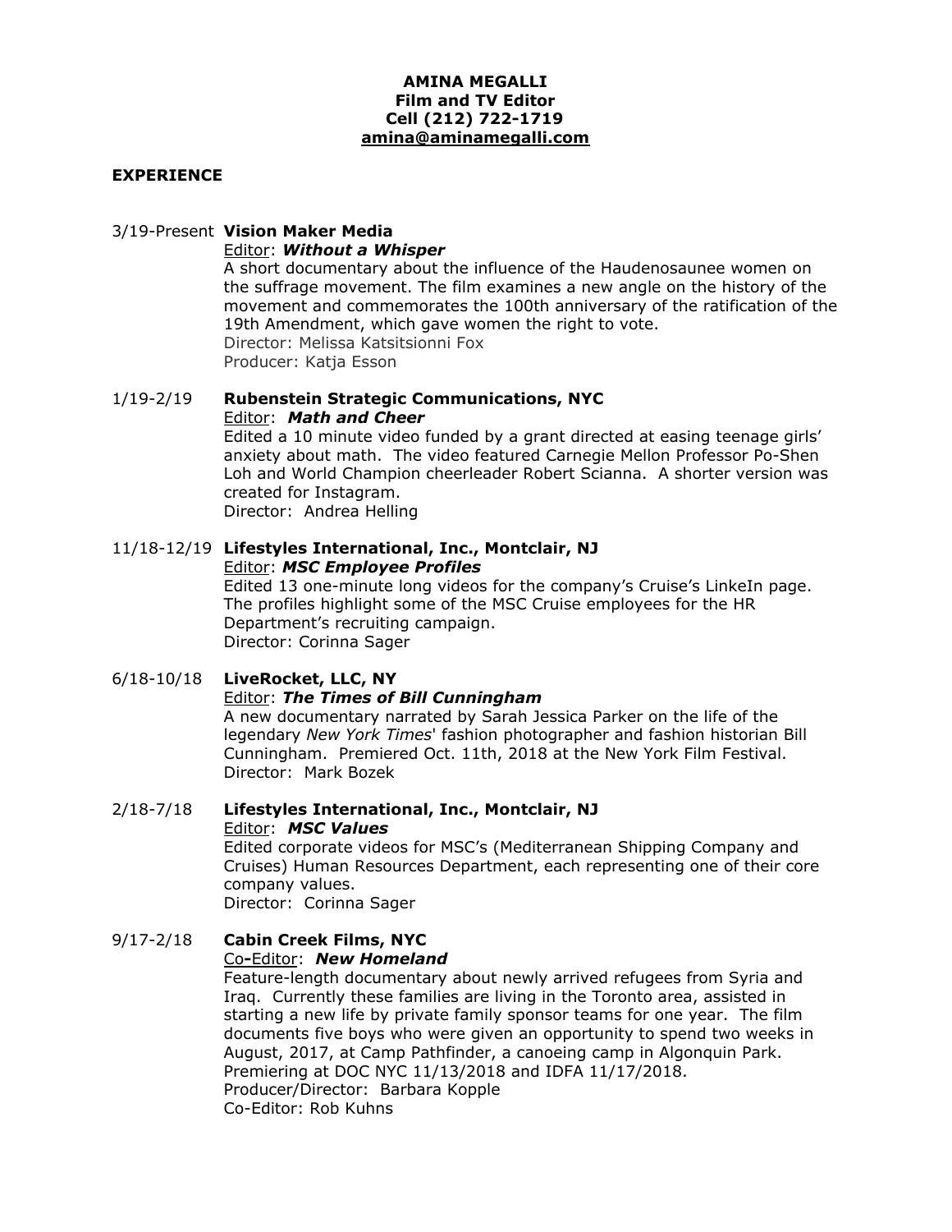**AMINA MEGALLI**
**Film and TV Editor**
**Cell (212) 722-1719**
**amina@aminamegalli.com**

## EXPERIENCE

3/19-Present **Vision Maker Media**
Editor: ***Without a Whisper***
A short documentary about the influence of the Haudenosaunee women on the suffrage movement. The film examines a new angle on the history of the movement and commemorates the 100th anniversary of the ratification of the 19th Amendment, which gave women the right to vote.
Director: Melissa Katsitsionni Fox
Producer: Katja Esson

1/19-2/19 **Rubenstein Strategic Communications, NYC**
Editor: ***Math and Cheer***
Edited a 10 minute video funded by a grant directed at easing teenage girls' anxiety about math. The video featured Carnegie Mellon Professor Po-Shen Loh and World Champion cheerleader Robert Scianna. A shorter version was created for Instagram.
Director: Andrea Helling

11/18-12/19 **Lifestyles International, Inc., Montclair, NJ**
Editor: ***MSC Employee Profiles***
Edited 13 one-minute long videos for the company's Cruise's LinkeIn page. The profiles highlight some of the MSC Cruise employees for the HR Department's recruiting campaign.
Director: Corinna Sager

6/18-10/18 **LiveRocket, LLC, NY**
Editor: ***The Times of Bill Cunningham***
A new documentary narrated by Sarah Jessica Parker on the life of the legendary *New York Times*' fashion photographer and fashion historian Bill Cunningham. Premiered Oct. 11th, 2018 at the New York Film Festival.
Director: Mark Bozek

2/18-7/18 **Lifestyles International, Inc., Montclair, NJ**
Editor: ***MSC Values***
Edited corporate videos for MSC's (Mediterranean Shipping Company and Cruises) Human Resources Department, each representing one of their core company values.
Director: Corinna Sager

9/17-2/18 **Cabin Creek Films, NYC**
Co-Editor: ***New Homeland***
Feature-length documentary about newly arrived refugees from Syria and Iraq. Currently these families are living in the Toronto area, assisted in starting a new life by private family sponsor teams for one year. The film documents five boys who were given an opportunity to spend two weeks in August, 2017, at Camp Pathfinder, a canoeing camp in Algonquin Park. Premiering at DOC NYC 11/13/2018 and IDFA 11/17/2018.
Producer/Director: Barbara Kopple
Co-Editor: Rob Kuhns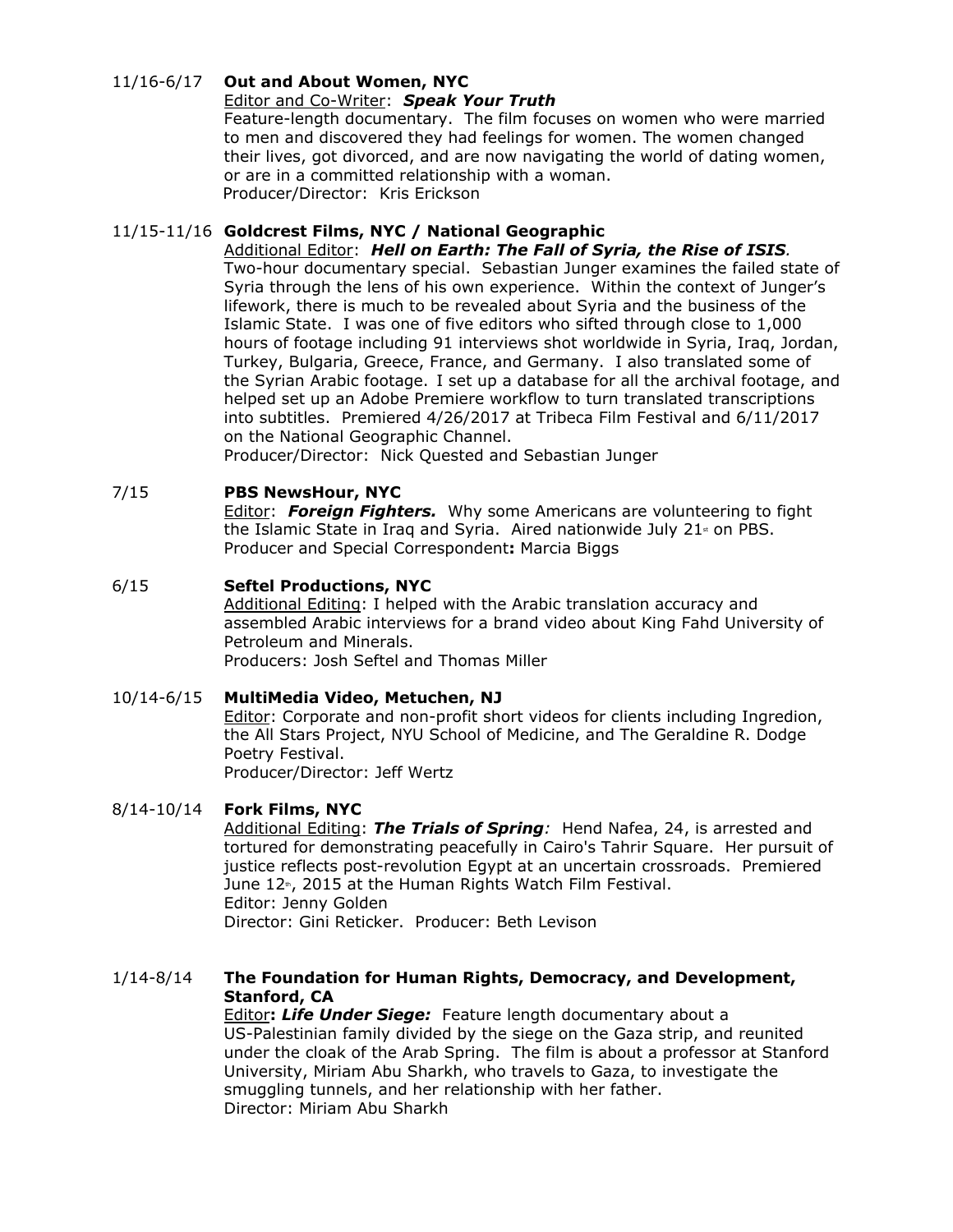11/16-6/17 **Out and About Women, NYC**
Editor and Co-Writer: ***Speak Your Truth***
Feature-length documentary. The film focuses on women who were married to men and discovered they had feelings for women. The women changed their lives, got divorced, and are now navigating the world of dating women, or are in a committed relationship with a woman.
Producer/Director: Kris Erickson

11/15-11/16 **Goldcrest Films, NYC / National Geographic**
Additional Editor: ***Hell on Earth: The Fall of Syria, the Rise of ISIS****.*
Two-hour documentary special. Sebastian Junger examines the failed state of Syria through the lens of his own experience. Within the context of Junger's lifework, there is much to be revealed about Syria and the business of the Islamic State. I was one of five editors who sifted through close to 1,000 hours of footage including 91 interviews shot worldwide in Syria, Iraq, Jordan, Turkey, Bulgaria, Greece, France, and Germany. I also translated some of the Syrian Arabic footage. I set up a database for all the archival footage, and helped set up an Adobe Premiere workflow to turn translated transcriptions into subtitles. Premiered 4/26/2017 at Tribeca Film Festival and 6/11/2017 on the National Geographic Channel.
Producer/Director: Nick Quested and Sebastian Junger

7/15 **PBS NewsHour, NYC**
Editor: ***Foreign Fighters.*** Why some Americans are volunteering to fight the Islamic State in Iraq and Syria. Aired nationwide July 21st on PBS.
Producer and Special Correspondent**:** Marcia Biggs

6/15 **Seftel Productions, NYC**
Additional Editing: I helped with the Arabic translation accuracy and assembled Arabic interviews for a brand video about King Fahd University of Petroleum and Minerals.
Producers: Josh Seftel and Thomas Miller

10/14-6/15 **MultiMedia Video, Metuchen, NJ**
Editor: Corporate and non-profit short videos for clients including Ingredion, the All Stars Project, NYU School of Medicine, and The Geraldine R. Dodge Poetry Festival.
Producer/Director: Jeff Wertz

8/14-10/14 **Fork Films, NYC**
Additional Editing: ***The Trials of Spring****:* Hend Nafea, 24, is arrested and tortured for demonstrating peacefully in Cairo's Tahrir Square. Her pursuit of justice reflects post-revolution Egypt at an uncertain crossroads. Premiered June 12th, 2015 at the Human Rights Watch Film Festival.
Editor: Jenny Golden
Director: Gini Reticker. Producer: Beth Levison

1/14-8/14 **The Foundation for Human Rights, Democracy, and Development, Stanford, CA**
Editor**:** ***Life Under Siege:*** Feature length documentary about a US-Palestinian family divided by the siege on the Gaza strip, and reunited under the cloak of the Arab Spring. The film is about a professor at Stanford University, Miriam Abu Sharkh, who travels to Gaza, to investigate the smuggling tunnels, and her relationship with her father.
Director: Miriam Abu Sharkh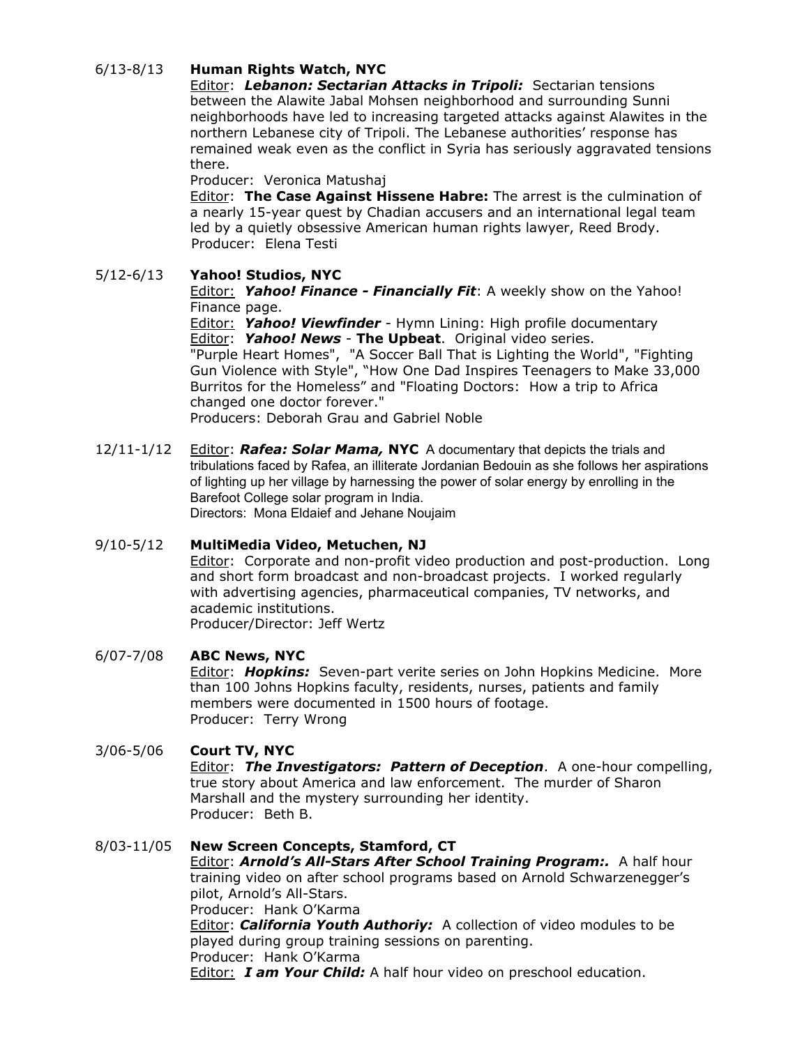6/13-8/13 **Human Rights Watch, NYC**

Editor: ***Lebanon: Sectarian Attacks in Tripoli:*** Sectarian tensions between the Alawite Jabal Mohsen neighborhood and surrounding Sunni neighborhoods have led to increasing targeted attacks against Alawites in the northern Lebanese city of Tripoli. The Lebanese authorities' response has remained weak even as the conflict in Syria has seriously aggravated tensions there.
Producer: Veronica Matushaj

Editor: **The Case Against Hissene Habre:** The arrest is the culmination of a nearly 15-year quest by Chadian accusers and an international legal team led by a quietly obsessive American human rights lawyer, Reed Brody.
Producer: Elena Testi

5/12-6/13 **Yahoo! Studios, NYC**

Editor: ***Yahoo! Finance - Financially Fit***: A weekly show on the Yahoo! Finance page.

Editor: ***Yahoo! Viewfinder*** - Hymn Lining: High profile documentary

Editor: ***Yahoo! News*** - **The Upbeat**. Original video series. "Purple Heart Homes", "A Soccer Ball That is Lighting the World", "Fighting Gun Violence with Style", "How One Dad Inspires Teenagers to Make 33,000 Burritos for the Homeless" and "Floating Doctors: How a trip to Africa changed one doctor forever."
Producers: Deborah Grau and Gabriel Noble

12/11-1/12 Editor: ***Rafea: Solar Mama,*** **NYC** A documentary that depicts the trials and tribulations faced by Rafea, an illiterate Jordanian Bedouin as she follows her aspirations of lighting up her village by harnessing the power of solar energy by enrolling in the Barefoot College solar program in India.
Directors: Mona Eldaief and Jehane Noujaim

9/10-5/12 **MultiMedia Video, Metuchen, NJ**

Editor: Corporate and non-profit video production and post-production. Long and short form broadcast and non-broadcast projects. I worked regularly with advertising agencies, pharmaceutical companies, TV networks, and academic institutions.
Producer/Director: Jeff Wertz

6/07-7/08 **ABC News, NYC**

Editor: ***Hopkins:*** Seven-part verite series on John Hopkins Medicine. More than 100 Johns Hopkins faculty, residents, nurses, patients and family members were documented in 1500 hours of footage.
Producer: Terry Wrong

3/06-5/06 **Court TV, NYC**

Editor: ***The Investigators: Pattern of Deception***. A one-hour compelling, true story about America and law enforcement. The murder of Sharon Marshall and the mystery surrounding her identity.
Producer: Beth B.

8/03-11/05 **New Screen Concepts, Stamford, CT**

Editor: ***Arnold's All-Stars After School Training Program:.*** A half hour training video on after school programs based on Arnold Schwarzenegger's pilot, Arnold's All-Stars.
Producer: Hank O'Karma

Editor: ***California Youth Authoriy:*** A collection of video modules to be played during group training sessions on parenting.
Producer: Hank O'Karma

Editor: ***I am Your Child:*** A half hour video on preschool education.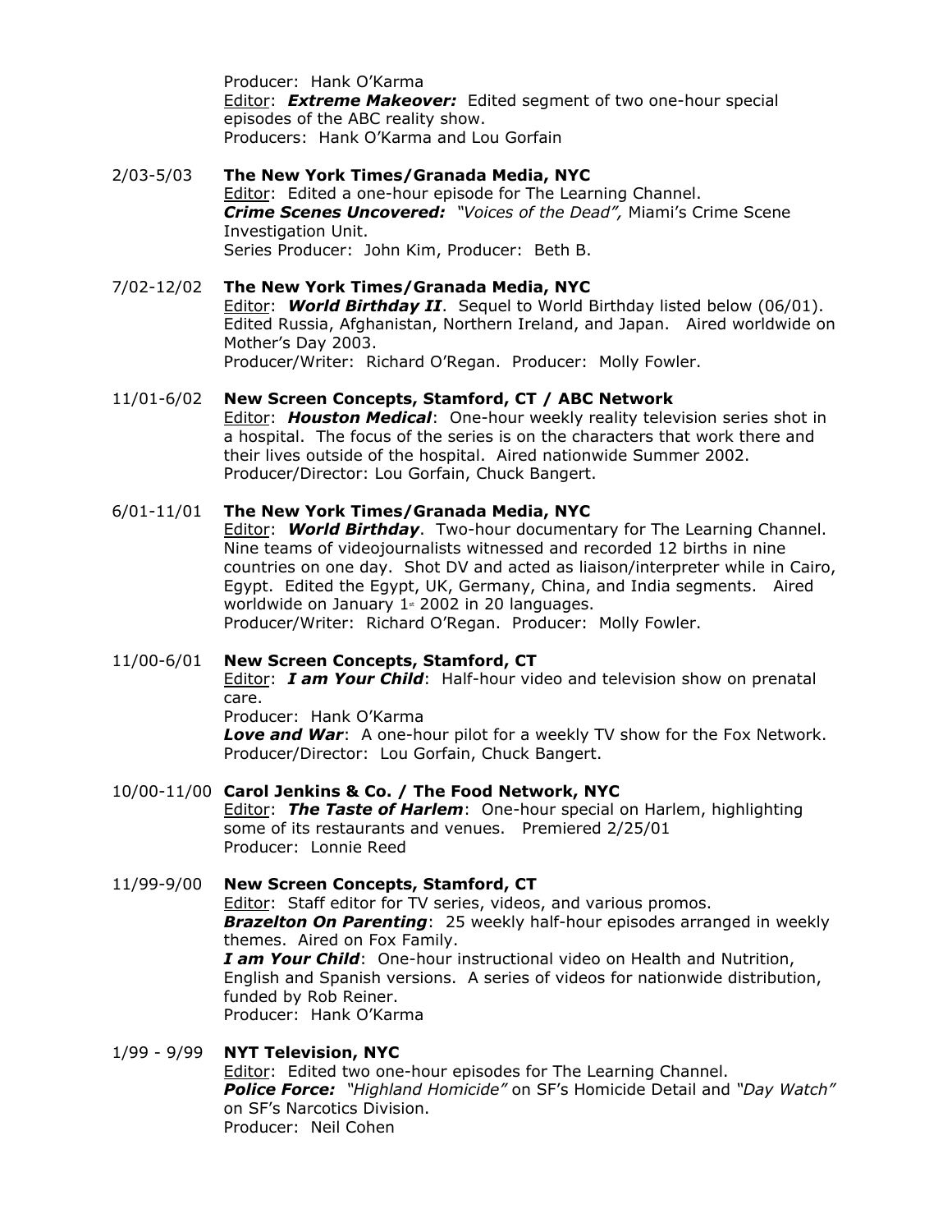Producer: Hank O'Karma
<u>Editor</u>: ***Extreme Makeover:*** Edited segment of two one-hour special episodes of the ABC reality show.
Producers: Hank O'Karma and Lou Gorfain

2/03-5/03 **The New York Times/Granada Media, NYC**
<u>Editor</u>: Edited a one-hour episode for The Learning Channel.
***Crime Scenes Uncovered:*** *"Voices of the Dead",* Miami's Crime Scene Investigation Unit.
Series Producer: John Kim, Producer: Beth B.

7/02-12/02 **The New York Times/Granada Media, NYC**
<u>Editor</u>: ***World Birthday II***. Sequel to World Birthday listed below (06/01). Edited Russia, Afghanistan, Northern Ireland, and Japan. Aired worldwide on Mother's Day 2003.
Producer/Writer: Richard O'Regan. Producer: Molly Fowler.

11/01-6/02 **New Screen Concepts, Stamford, CT / ABC Network**
<u>Editor</u>: ***Houston Medical***: One-hour weekly reality television series shot in a hospital. The focus of the series is on the characters that work there and their lives outside of the hospital. Aired nationwide Summer 2002.
Producer/Director: Lou Gorfain, Chuck Bangert.

6/01-11/01 **The New York Times/Granada Media, NYC**
<u>Editor</u>: ***World Birthday***. Two-hour documentary for The Learning Channel. Nine teams of videojournalists witnessed and recorded 12 births in nine countries on one day. Shot DV and acted as liaison/interpreter while in Cairo, Egypt. Edited the Egypt, UK, Germany, China, and India segments. Aired worldwide on January 1st 2002 in 20 languages.
Producer/Writer: Richard O'Regan. Producer: Molly Fowler.

11/00-6/01 **New Screen Concepts, Stamford, CT**
<u>Editor</u>: ***I am Your Child***: Half-hour video and television show on prenatal care.
Producer: Hank O'Karma
***Love and War***: A one-hour pilot for a weekly TV show for the Fox Network.
Producer/Director: Lou Gorfain, Chuck Bangert.

10/00-11/00 **Carol Jenkins & Co. / The Food Network, NYC**
<u>Editor</u>: ***The Taste of Harlem***: One-hour special on Harlem, highlighting some of its restaurants and venues. Premiered 2/25/01
Producer: Lonnie Reed

11/99-9/00 **New Screen Concepts, Stamford, CT**
<u>Editor</u>: Staff editor for TV series, videos, and various promos.
***Brazelton On Parenting***: 25 weekly half-hour episodes arranged in weekly themes. Aired on Fox Family.
***I am Your Child***: One-hour instructional video on Health and Nutrition, English and Spanish versions. A series of videos for nationwide distribution, funded by Rob Reiner.
Producer: Hank O'Karma

1/99 - 9/99 **NYT Television, NYC**
<u>Editor</u>: Edited two one-hour episodes for The Learning Channel.
***Police Force:*** *"Highland Homicide"* on SF's Homicide Detail and *"Day Watch"* on SF's Narcotics Division.
Producer: Neil Cohen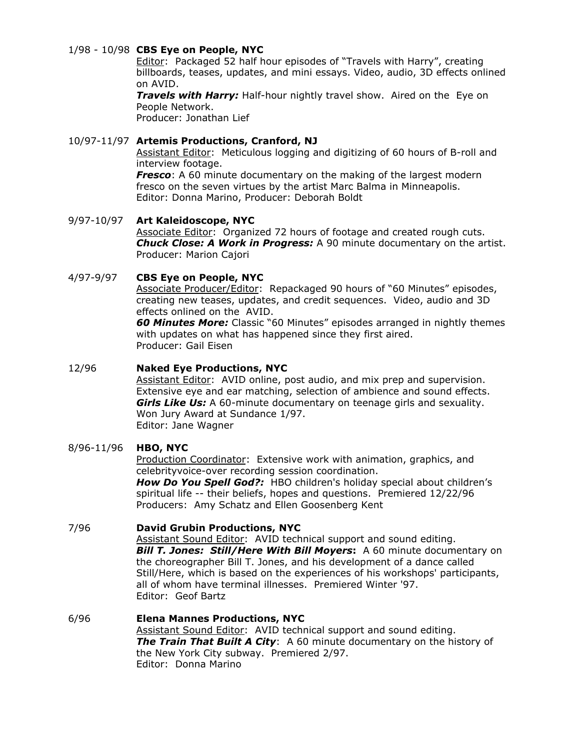1/98 - 10/98 **CBS Eye on People, NYC**

Editor: Packaged 52 half hour episodes of "Travels with Harry", creating billboards, teases, updates, and mini essays. Video, audio, 3D effects onlined on AVID.
***Travels with Harry:*** Half-hour nightly travel show. Aired on the Eye on People Network.
Producer: Jonathan Lief

10/97-11/97 **Artemis Productions, Cranford, NJ**

Assistant Editor: Meticulous logging and digitizing of 60 hours of B-roll and interview footage.
***Fresco***: A 60 minute documentary on the making of the largest modern fresco on the seven virtues by the artist Marc Balma in Minneapolis.
Editor: Donna Marino, Producer: Deborah Boldt

9/97-10/97 **Art Kaleidoscope, NYC**

Associate Editor: Organized 72 hours of footage and created rough cuts.
***Chuck Close: A Work in Progress:*** A 90 minute documentary on the artist.
Producer: Marion Cajori

4/97-9/97 **CBS Eye on People, NYC**

Associate Producer/Editor: Repackaged 90 hours of "60 Minutes" episodes, creating new teases, updates, and credit sequences. Video, audio and 3D effects onlined on the AVID.
***60 Minutes More:*** Classic "60 Minutes" episodes arranged in nightly themes with updates on what has happened since they first aired.
Producer: Gail Eisen

12/96 **Naked Eye Productions, NYC**

Assistant Editor: AVID online, post audio, and mix prep and supervision. Extensive eye and ear matching, selection of ambience and sound effects.
***Girls Like Us:*** A 60-minute documentary on teenage girls and sexuality. Won Jury Award at Sundance 1/97.
Editor: Jane Wagner

8/96-11/96 **HBO, NYC**

Production Coordinator: Extensive work with animation, graphics, and celebrityvoice-over recording session coordination.
***How Do You Spell God?:*** HBO children's holiday special about children's spiritual life -- their beliefs, hopes and questions. Premiered 12/22/96
Producers: Amy Schatz and Ellen Goosenberg Kent

7/96 **David Grubin Productions, NYC**

Assistant Sound Editor: AVID technical support and sound editing.
***Bill T. Jones: Still/Here With Bill Moyers*****:** A 60 minute documentary on the choreographer Bill T. Jones, and his development of a dance called Still/Here, which is based on the experiences of his workshops' participants, all of whom have terminal illnesses. Premiered Winter '97.
Editor: Geof Bartz

6/96 **Elena Mannes Productions, NYC**

Assistant Sound Editor: AVID technical support and sound editing.
***The Train That Built A City***: A 60 minute documentary on the history of the New York City subway. Premiered 2/97.
Editor: Donna Marino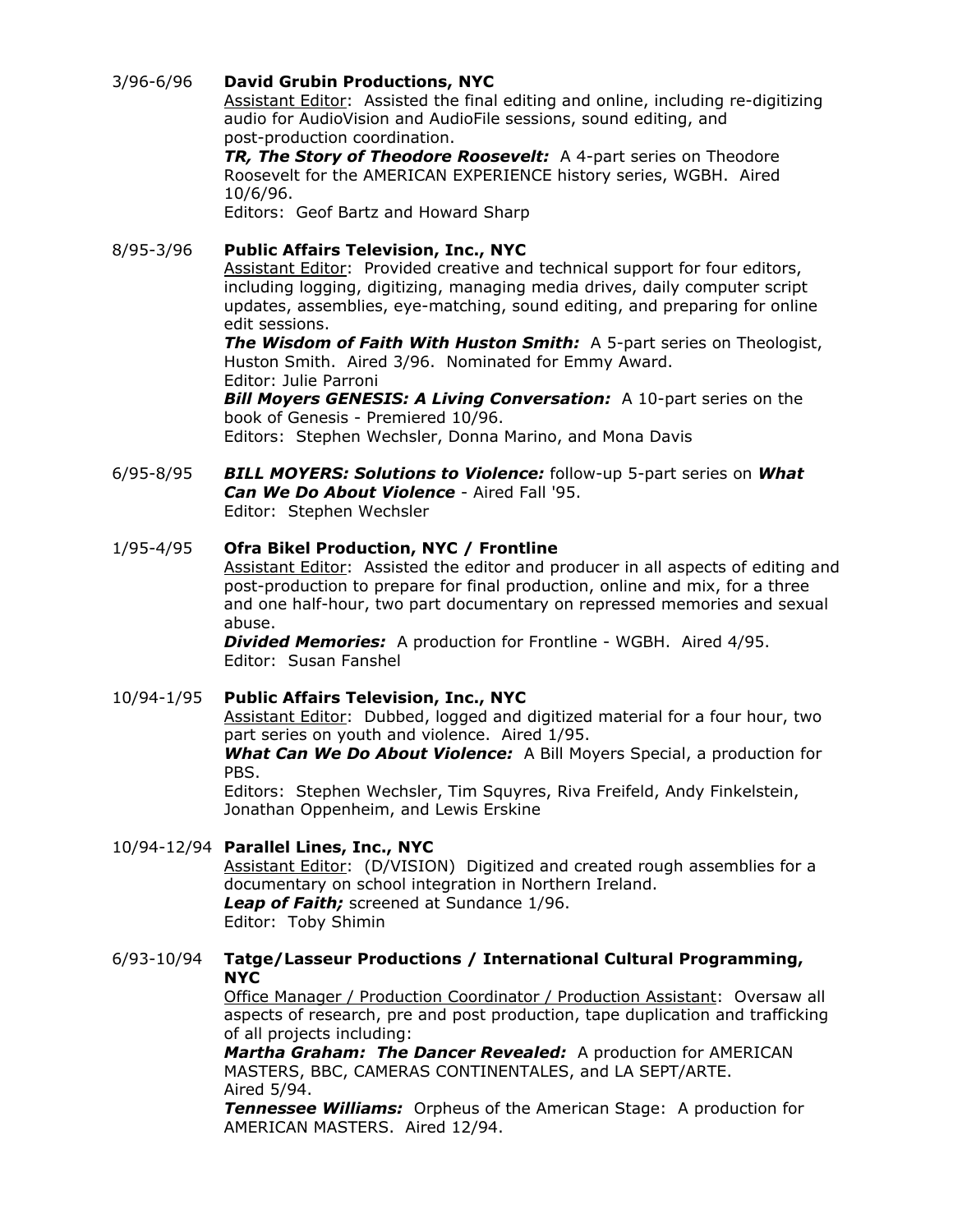3/96-6/96 **David Grubin Productions, NYC**

Assistant Editor: Assisted the final editing and online, including re-digitizing audio for AudioVision and AudioFile sessions, sound editing, and post-production coordination.

***TR, The Story of Theodore Roosevelt:*** A 4-part series on Theodore Roosevelt for the AMERICAN EXPERIENCE history series, WGBH. Aired 10/6/96.

Editors: Geof Bartz and Howard Sharp

8/95-3/96 **Public Affairs Television, Inc., NYC**

Assistant Editor: Provided creative and technical support for four editors, including logging, digitizing, managing media drives, daily computer script updates, assemblies, eye-matching, sound editing, and preparing for online edit sessions.

***The Wisdom of Faith With Huston Smith:*** A 5-part series on Theologist, Huston Smith. Aired 3/96. Nominated for Emmy Award.

Editor: Julie Parroni

***Bill Moyers GENESIS: A Living Conversation:*** A 10-part series on the book of Genesis - Premiered 10/96.

Editors: Stephen Wechsler, Donna Marino, and Mona Davis

6/95-8/95 ***BILL MOYERS: Solutions to Violence:*** follow-up 5-part series on ***What Can We Do About Violence*** - Aired Fall '95.

Editor: Stephen Wechsler

1/95-4/95 **Ofra Bikel Production, NYC / Frontline**

Assistant Editor: Assisted the editor and producer in all aspects of editing and post-production to prepare for final production, online and mix, for a three and one half-hour, two part documentary on repressed memories and sexual abuse.

***Divided Memories:*** A production for Frontline - WGBH. Aired 4/95.

Editor: Susan Fanshel

10/94-1/95 **Public Affairs Television, Inc., NYC**

Assistant Editor: Dubbed, logged and digitized material for a four hour, two part series on youth and violence. Aired 1/95.

***What Can We Do About Violence:*** A Bill Moyers Special, a production for PBS.

Editors: Stephen Wechsler, Tim Squyres, Riva Freifeld, Andy Finkelstein, Jonathan Oppenheim, and Lewis Erskine

10/94-12/94 **Parallel Lines, Inc., NYC**

Assistant Editor: (D/VISION) Digitized and created rough assemblies for a documentary on school integration in Northern Ireland.

***Leap of Faith;*** screened at Sundance 1/96.

Editor: Toby Shimin

6/93-10/94 **Tatge/Lasseur Productions / International Cultural Programming, NYC**

Office Manager / Production Coordinator / Production Assistant: Oversaw all aspects of research, pre and post production, tape duplication and trafficking of all projects including:

***Martha Graham: The Dancer Revealed:*** A production for AMERICAN MASTERS, BBC, CAMERAS CONTINENTALES, and LA SEPT/ARTE. Aired 5/94.

***Tennessee Williams:*** Orpheus of the American Stage: A production for AMERICAN MASTERS. Aired 12/94.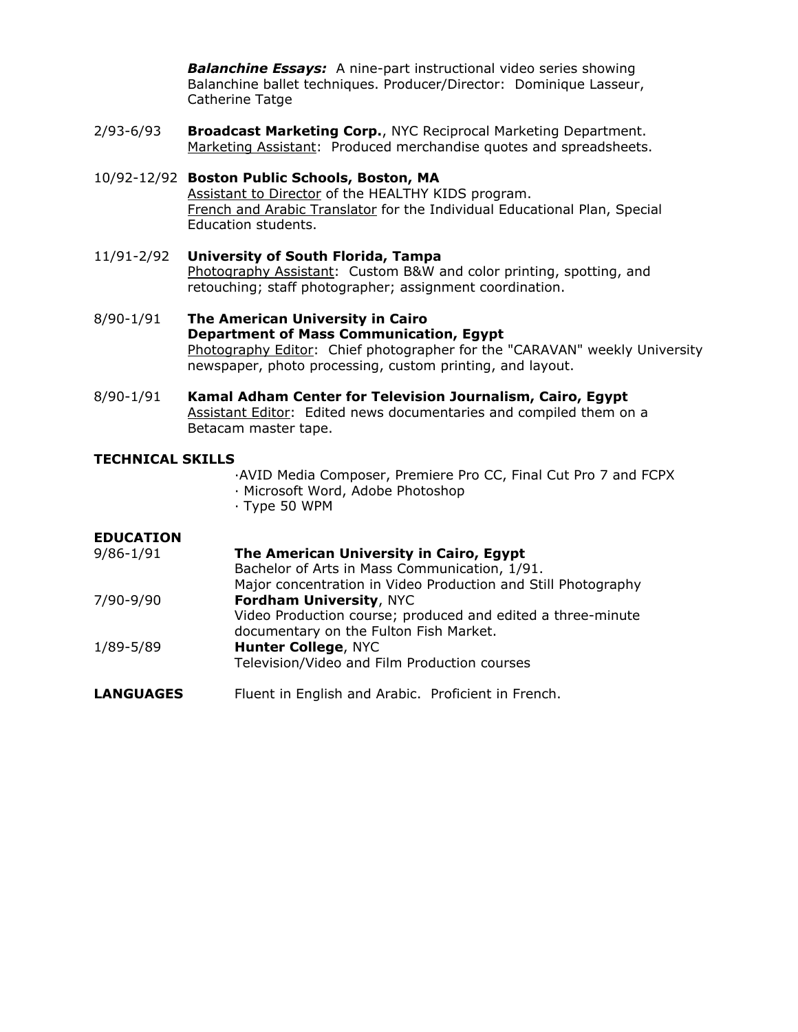***Balanchine Essays:*** A nine-part instructional video series showing Balanchine ballet techniques. Producer/Director: Dominique Lasseur, Catherine Tatge

2/93-6/93 **Broadcast Marketing Corp.**, NYC Reciprocal Marketing Department.
Marketing Assistant: Produced merchandise quotes and spreadsheets.

10/92-12/92 **Boston Public Schools, Boston, MA**
Assistant to Director of the HEALTHY KIDS program.
French and Arabic Translator for the Individual Educational Plan, Special Education students.

11/91-2/92 **University of South Florida, Tampa**
Photography Assistant: Custom B&W and color printing, spotting, and retouching; staff photographer; assignment coordination.

8/90-1/91 **The American University in Cairo**
**Department of Mass Communication, Egypt**
Photography Editor: Chief photographer for the "CARAVAN" weekly University newspaper, photo processing, custom printing, and layout.

8/90-1/91 **Kamal Adham Center for Television Journalism, Cairo, Egypt**
Assistant Editor: Edited news documentaries and compiled them on a Betacam master tape.

## TECHNICAL SKILLS

- AVID Media Composer, Premiere Pro CC, Final Cut Pro 7 and FCPX
- Microsoft Word, Adobe Photoshop
- Type 50 WPM

## EDUCATION

9/86-1/91 **The American University in Cairo, Egypt**
Bachelor of Arts in Mass Communication, 1/91.
Major concentration in Video Production and Still Photography

7/90-9/90 **Fordham University**, NYC
Video Production course; produced and edited a three-minute documentary on the Fulton Fish Market.

1/89-5/89 **Hunter College**, NYC
Television/Video and Film Production courses

**LANGUAGES** Fluent in English and Arabic. Proficient in French.